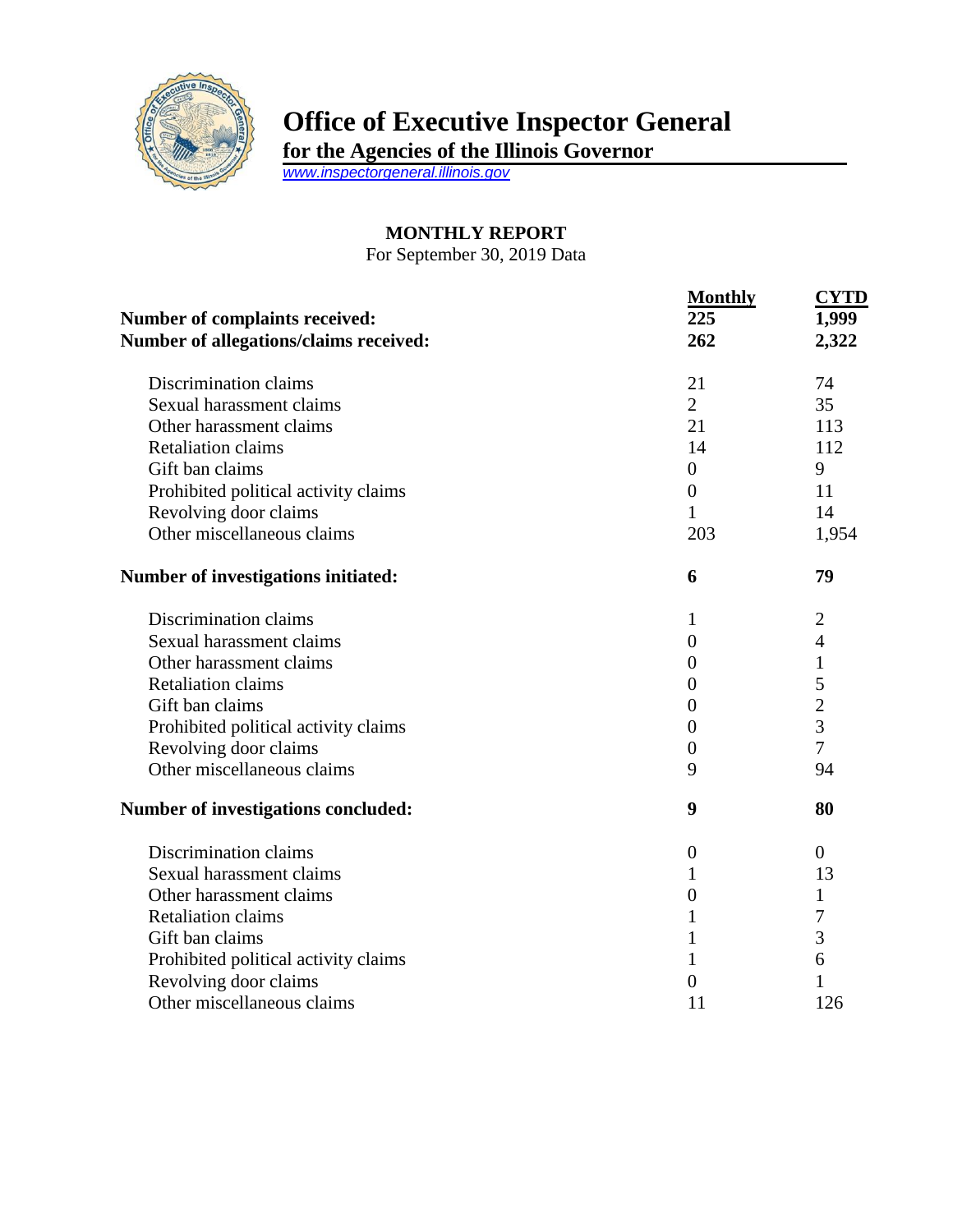# Office of Executive Inspector General

**for the Agencies of the Illinois Governor**

www.inspectorgeneral.illinois.gov

## MONTHLY REPORT

For September 30, 2019 Data

| | Monthly | CYTD |
|---|---|---|
| **Number of complaints received:** | **225** | **1,999** |
| **Number of allegations/claims received:** | **262** | **2,322** |
| Discrimination claims | 21 | 74 |
| Sexual harassment claims | 2 | 35 |
| Other harassment claims | 21 | 113 |
| Retaliation claims | 14 | 112 |
| Gift ban claims | 0 | 9 |
| Prohibited political activity claims | 0 | 11 |
| Revolving door claims | 1 | 14 |
| Other miscellaneous claims | 203 | 1,954 |
| **Number of investigations initiated:** | **6** | **79** |
| Discrimination claims | 1 | 2 |
| Sexual harassment claims | 0 | 4 |
| Other harassment claims | 0 | 1 |
| Retaliation claims | 0 | 5 |
| Gift ban claims | 0 | 2 |
| Prohibited political activity claims | 0 | 3 |
| Revolving door claims | 0 | 7 |
| Other miscellaneous claims | 9 | 94 |
| **Number of investigations concluded:** | **9** | **80** |
| Discrimination claims | 0 | 0 |
| Sexual harassment claims | 1 | 13 |
| Other harassment claims | 0 | 1 |
| Retaliation claims | 1 | 7 |
| Gift ban claims | 1 | 3 |
| Prohibited political activity claims | 1 | 6 |
| Revolving door claims | 0 | 1 |
| Other miscellaneous claims | 11 | 126 |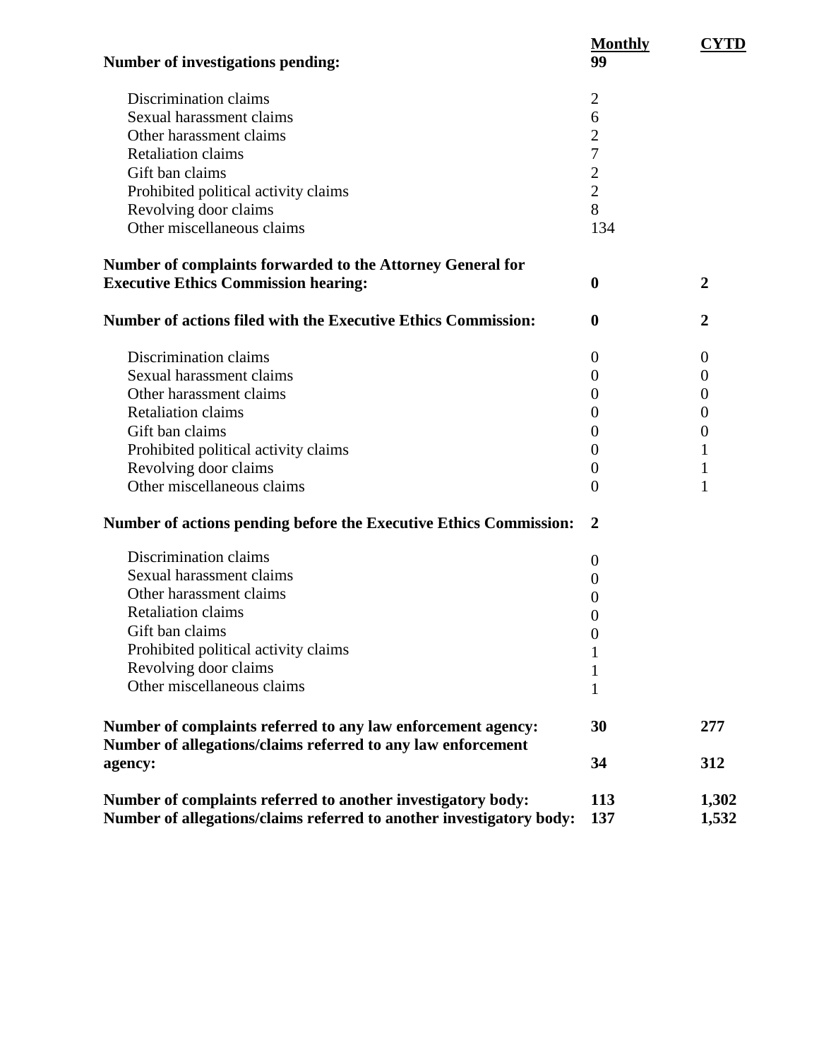| | Monthly | CYTD |
|---|---|---|
| **Number of investigations pending:** | **99** | |
| Discrimination claims | 2 | |
| Sexual harassment claims | 6 | |
| Other harassment claims | 2 | |
| Retaliation claims | 7 | |
| Gift ban claims | 2 | |
| Prohibited political activity claims | 2 | |
| Revolving door claims | 8 | |
| Other miscellaneous claims | 134 | |
| **Number of complaints forwarded to the Attorney General for Executive Ethics Commission hearing:** | **0** | **2** |
| **Number of actions filed with the Executive Ethics Commission:** | **0** | **2** |
| Discrimination claims | 0 | 0 |
| Sexual harassment claims | 0 | 0 |
| Other harassment claims | 0 | 0 |
| Retaliation claims | 0 | 0 |
| Gift ban claims | 0 | 0 |
| Prohibited political activity claims | 0 | 1 |
| Revolving door claims | 0 | 1 |
| Other miscellaneous claims | 0 | 1 |
| **Number of actions pending before the Executive Ethics Commission:** | **2** | |
| Discrimination claims | 0 | |
| Sexual harassment claims | 0 | |
| Other harassment claims | 0 | |
| Retaliation claims | 0 | |
| Gift ban claims | 0 | |
| Prohibited political activity claims | 1 | |
| Revolving door claims | 1 | |
| Other miscellaneous claims | 1 | |
| **Number of complaints referred to any law enforcement agency:** | **30** | **277** |
| **Number of allegations/claims referred to any law enforcement agency:** | **34** | **312** |
| **Number of complaints referred to another investigatory body:** | **113** | **1,302** |
| **Number of allegations/claims referred to another investigatory body:** | **137** | **1,532** |